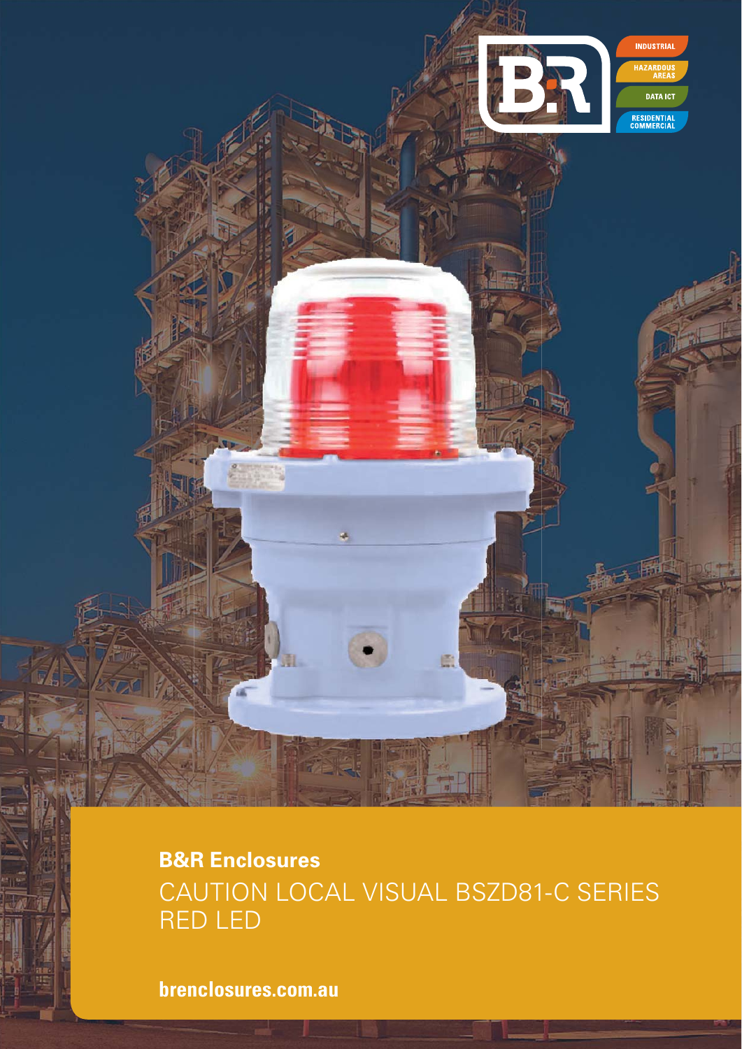INDUSTRIAL

HAZARDOUS AREAS

DATA ICT

RESIDENTIAL COMMERCIAL

**B&R Enclosures**

# CAUTION LOCAL VISUAL BSZD81-C SERIES RED LED

**brenclosures.com.au**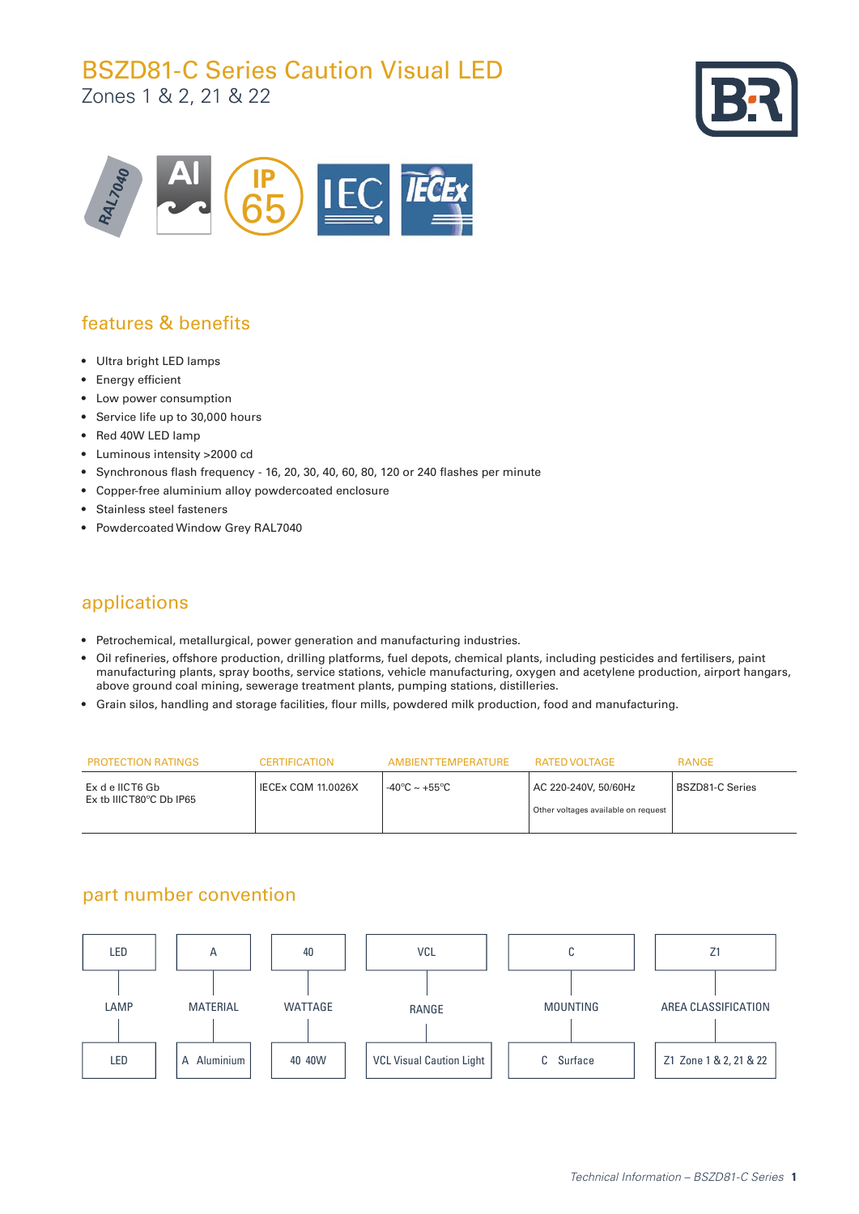# BSZD81-C Series Caution Visual LED

Zones 1 & 2, 21 & 22

## features & benefits

- Ultra bright LED lamps
- Energy efficient
- Low power consumption
- Service life up to 30,000 hours
- Red 40W LED lamp
- Luminous intensity >2000 cd
- Synchronous flash frequency - 16, 20, 30, 40, 60, 80, 120 or 240 flashes per minute
- Copper-free aluminium alloy powdercoated enclosure
- Stainless steel fasteners
- Powdercoated Window Grey RAL7040

## applications

- Petrochemical, metallurgical, power generation and manufacturing industries.
- Oil refineries, offshore production, drilling platforms, fuel depots, chemical plants, including pesticides and fertilisers, paint manufacturing plants, spray booths, service stations, vehicle manufacturing, oxygen and acetylene production, airport hangars, above ground coal mining, sewerage treatment plants, pumping stations, distilleries.
- Grain silos, handling and storage facilities, flour mills, powdered milk production, food and manufacturing.

| PROTECTION RATINGS | CERTIFICATION | AMBIENT TEMPERATURE | RATED VOLTAGE | RANGE |
|---|---|---|---|---|
| Ex d e IICT6 Gb<br>Ex tb IIICT80°C Db IP65 | IECEx CQM 11.0026X | -40°C ~ +55°C | AC 220-240V, 50/60Hz<br>Other voltages available on request | BSZD81-C Series |

## part number convention

| LED | A | 40 | VCL | C | Z1 |
|---|---|---|---|---|---|
| LAMP | MATERIAL | WATTAGE | RANGE | MOUNTING | AREA CLASSIFICATION |
| LED | A Aluminium | 40 40W | VCL Visual Caution Light | C Surface | Z1 Zone 1 & 2, 21 & 22 |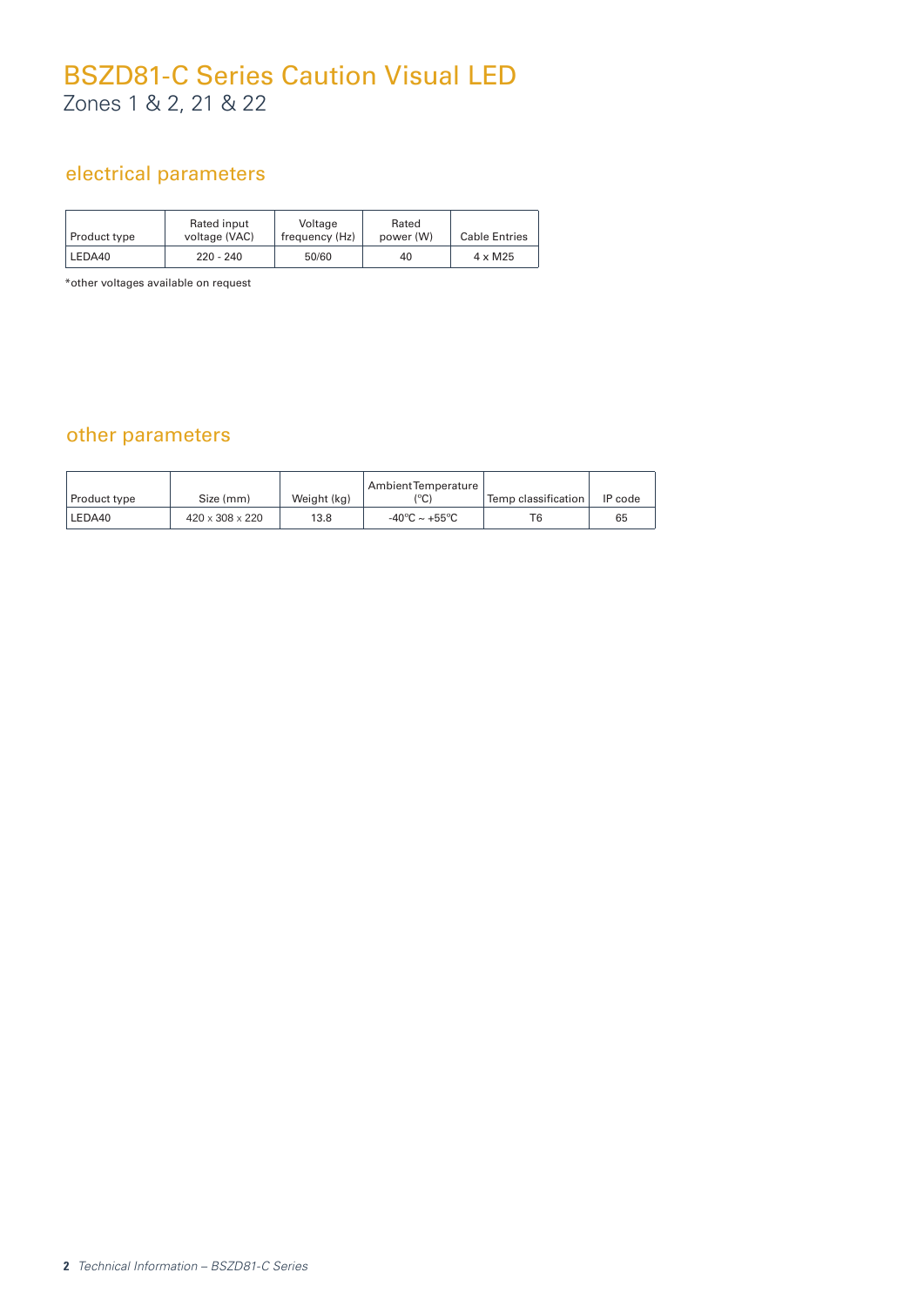# BSZD81-C Series Caution Visual LED

Zones 1 & 2, 21 & 22

## electrical parameters

| Product type | Rated input voltage (VAC) | Voltage frequency (Hz) | Rated power (W) | Cable Entries |
|---|---|---|---|---|
| LEDA40 | 220 - 240 | 50/60 | 40 | 4 x M25 |

*other voltages available on request

## other parameters

| Product type | Size (mm) | Weight (kg) | Ambient Temperature (ºC) | Temp classification | IP code |
|---|---|---|---|---|---|
| LEDA40 | 420 x 308 x 220 | 13.8 | -40ºC ~ +55ºC | T6 | 65 |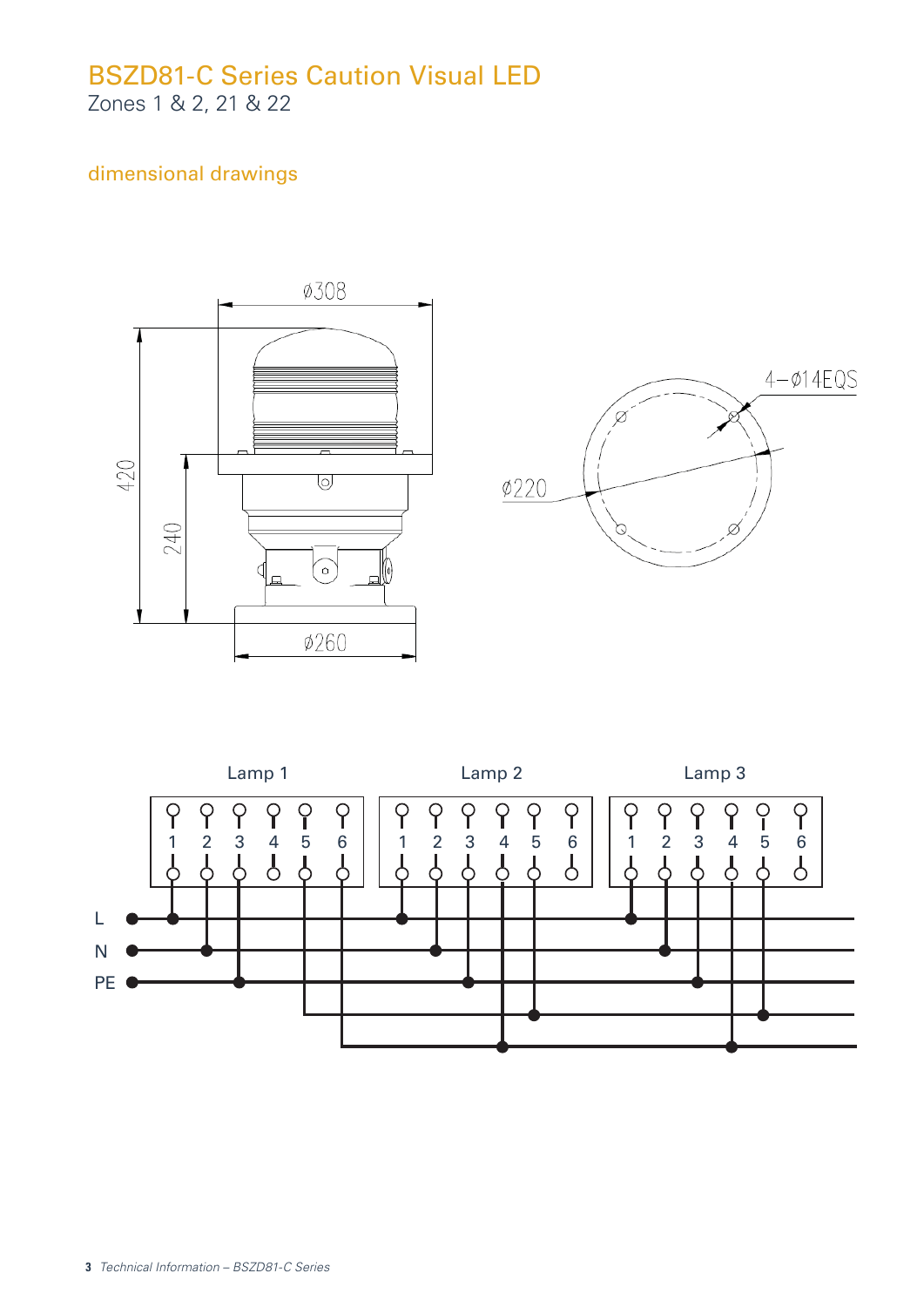# BSZD81-C Series Caution Visual LED

Zones 1 & 2, 21 & 22

## dimensional drawings

Ø308

420

240

Ø260

4–Ø14EQS

Ø220

Lamp 1

1 2 3 4 5 6

Lamp 2

1 2 3 4 5 6

Lamp 3

1 2 3 4 5 6

L

N

PE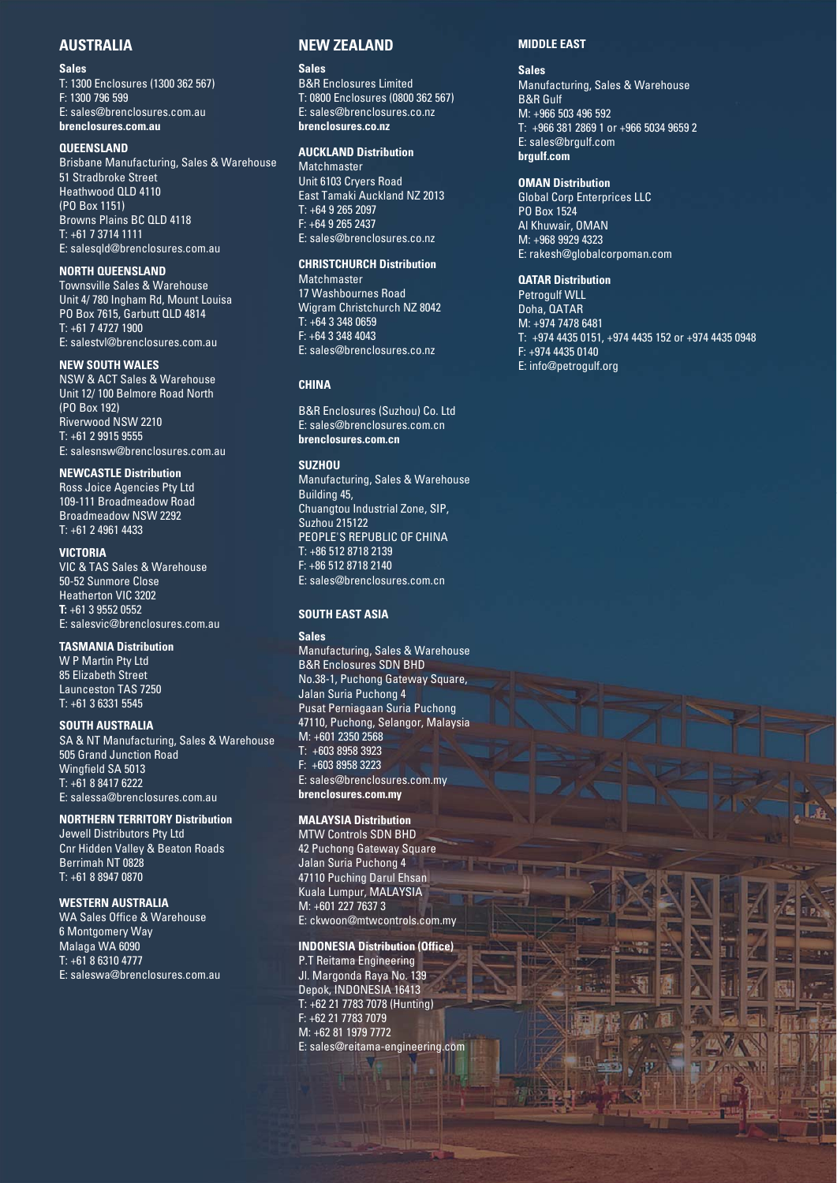## AUSTRALIA

**Sales**
T: 1300 Enclosures (1300 362 567)
F: 1300 796 599
E: sales@brenclosures.com.au
**brenclosures.com.au**

**QUEENSLAND**
Brisbane Manufacturing, Sales & Warehouse
51 Stradbroke Street
Heathwood QLD 4110
(PO Box 1151)
Browns Plains BC QLD 4118
T: +61 7 3714 1111
E: salesqld@brenclosures.com.au

**NORTH QUEENSLAND**
Townsville Sales & Warehouse
Unit 4/ 780 Ingham Rd, Mount Louisa
PO Box 7615, Garbutt QLD 4814
T: +61 7 4727 1900
E: salestvl@brenclosures.com.au

**NEW SOUTH WALES**
NSW & ACT Sales & Warehouse
Unit 12/ 100 Belmore Road North
(PO Box 192)
Riverwood NSW 2210
T: +61 2 9915 9555
E: salesnsw@brenclosures.com.au

**NEWCASTLE Distribution**
Ross Joice Agencies Pty Ltd
109-111 Broadmeadow Road
Broadmeadow NSW 2292
T: +61 2 4961 4433

**VICTORIA**
VIC & TAS Sales & Warehouse
50-52 Sunmore Close
Heatherton VIC 3202
**T:** +61 3 9552 0552
E: salesvic@brenclosures.com.au

**TASMANIA Distribution**
W P Martin Pty Ltd
85 Elizabeth Street
Launceston TAS 7250
T: +61 3 6331 5545

**SOUTH AUSTRALIA**
SA & NT Manufacturing, Sales & Warehouse
505 Grand Junction Road
Wingfield SA 5013
T: +61 8 8417 6222
E: salessa@brenclosures.com.au

**NORTHERN TERRITORY Distribution**
Jewell Distributors Pty Ltd
Cnr Hidden Valley & Beaton Roads
Berrimah NT 0828
T: +61 8 8947 0870

**WESTERN AUSTRALIA**
WA Sales Office & Warehouse
6 Montgomery Way
Malaga WA 6090
T: +61 8 6310 4777
E: saleswa@brenclosures.com.au

## NEW ZEALAND

**Sales**
B&R Enclosures Limited
T: 0800 Enclosures (0800 362 567)
E: sales@brenclosures.co.nz
**brenclosures.co.nz**

**AUCKLAND Distribution**
Matchmaster
Unit 6103 Cryers Road
East Tamaki Auckland NZ 2013
T: +64 9 265 2097
F: +64 9 265 2437
E: sales@brenclosures.co.nz

**CHRISTCHURCH Distribution**
Matchmaster
17 Washbournes Road
Wigram Christchurch NZ 8042
T: +64 3 348 0659
F: +64 3 348 4043
E: sales@brenclosures.co.nz

**CHINA**

B&R Enclosures (Suzhou) Co. Ltd
E: sales@brenclosures.com.cn
**brenclosures.com.cn**

**SUZHOU**
Manufacturing, Sales & Warehouse
Building 45,
Chuangtou Industrial Zone, SIP,
Suzhou 215122
PEOPLE'S REPUBLIC OF CHINA
T: +86 512 8718 2139
F: +86 512 8718 2140
E: sales@brenclosures.com.cn

**SOUTH EAST ASIA**

**Sales**
Manufacturing, Sales & Warehouse
B&R Enclosures SDN BHD
No.38-1, Puchong Gateway Square,
Jalan Suria Puchong 4
Pusat Perniagaan Suria Puchong
47110, Puchong, Selangor, Malaysia
M: +601 2350 2568
T: +603 8958 3923
F: +603 8958 3223
E: sales@brenclosures.com.my
**brenclosures.com.my**

**MALAYSIA Distribution**
MTW Controls SDN BHD
42 Puchong Gateway Square
Jalan Suria Puchong 4
47110 Puching Darul Ehsan
Kuala Lumpur, MALAYSIA
M: +601 227 7637 3
E: ckwoon@mtwcontrols.com.my

**INDONESIA Distribution (Office)**
P.T Reitama Engineering
Jl. Margonda Raya No. 139
Depok, INDONESIA 16413
T: +62 21 7783 7078 (Hunting)
F: +62 21 7783 7079
M: +62 81 1979 7772
E: sales@reitama-engineering.com

**MIDDLE EAST**

**Sales**
Manufacturing, Sales & Warehouse
B&R Gulf
M: +966 503 496 592
T: +966 381 2869 1 or +966 5034 9659 2
E: sales@brgulf.com
**brgulf.com**

**OMAN Distribution**
Global Corp Enterprices LLC
PO Box 1524
Al Khuwair, OMAN
M: +968 9929 4323
E: rakesh@globalcorpoman.com

**QATAR Distribution**
Petrogulf WLL
Doha, QATAR
M: +974 7478 6481
T: +974 4435 0151, +974 4435 152 or +974 4435 0948
F: +974 4435 0140
E: info@petrogulf.org